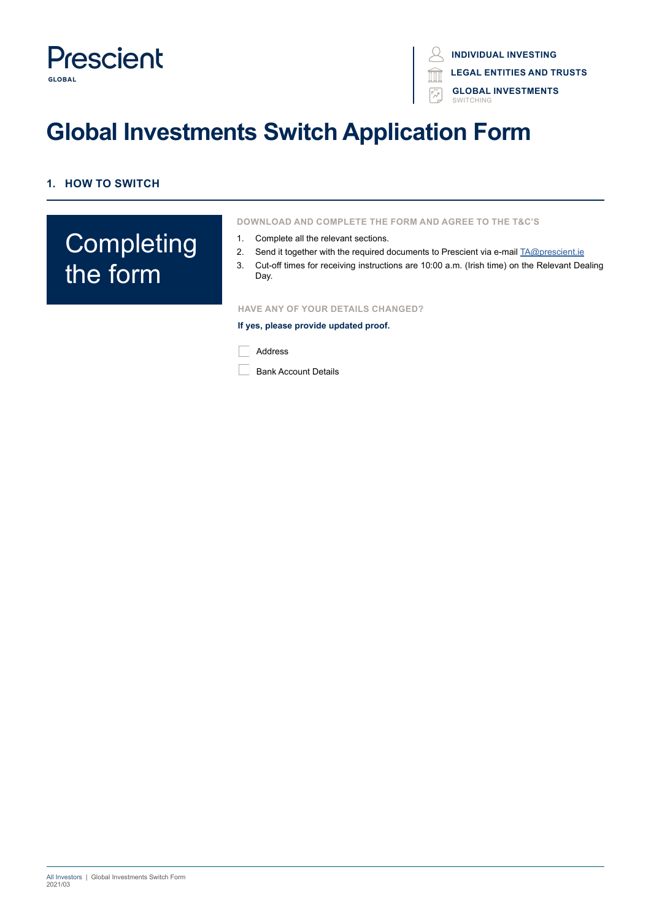Prescient
GLOBAL

INDIVIDUAL INVESTING
LEGAL ENTITIES AND TRUSTS
GLOBAL INVESTMENTS
SWITCHING

# Global Investments Switch Application Form

## 1. HOW TO SWITCH

### Completing the form

**DOWNLOAD AND COMPLETE THE FORM AND AGREE TO THE T&C'S**

1. Complete all the relevant sections.
2. Send it together with the required documents to Prescient via e-mail TA@prescient.ie
3. Cut-off times for receiving instructions are 10:00 a.m. (Irish time) on the Relevant Dealing Day.

**HAVE ANY OF YOUR DETAILS CHANGED?**

**If yes, please provide updated proof.**

☐ Address

☐ Bank Account Details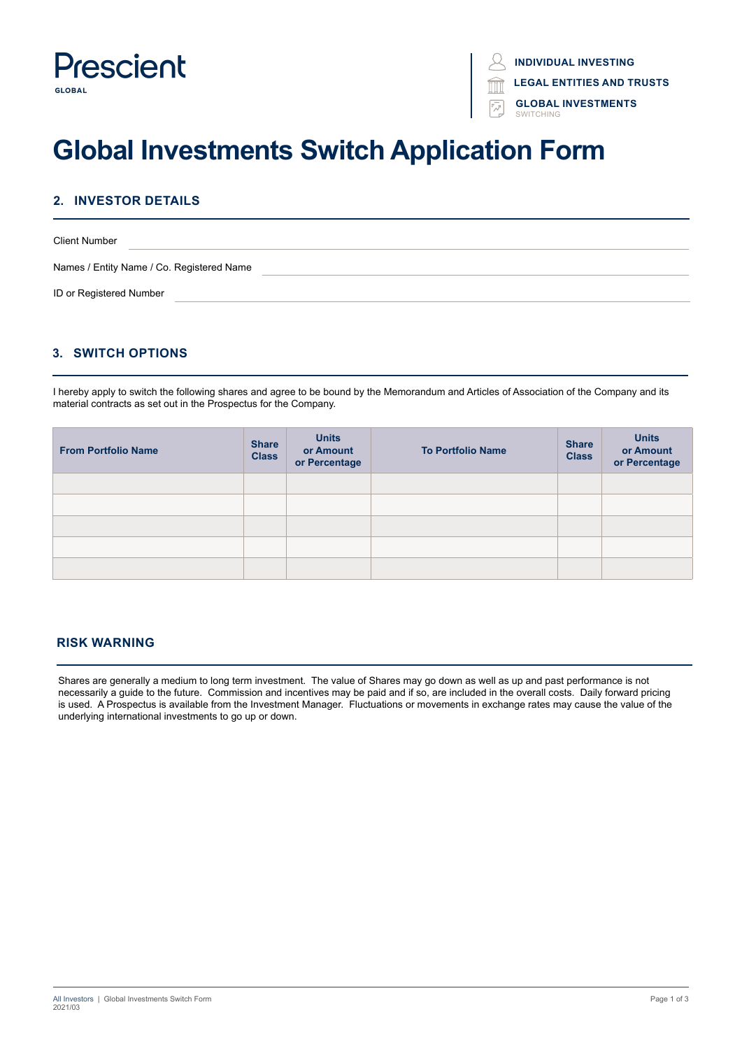Prescient
GLOBAL

INDIVIDUAL INVESTING
LEGAL ENTITIES AND TRUSTS
GLOBAL INVESTMENTS
SWITCHING

# Global Investments Switch Application Form

## 2. INVESTOR DETAILS

Client Number \_\_\_\_\_\_\_\_\_\_\_\_\_\_\_\_\_\_\_\_

Names / Entity Name / Co. Registered Name \_\_\_\_\_\_\_\_\_\_\_\_\_\_\_\_\_\_\_\_

ID or Registered Number \_\_\_\_\_\_\_\_\_\_\_\_\_\_\_\_\_\_\_\_

## 3. SWITCH OPTIONS

I hereby apply to switch the following shares and agree to be bound by the Memorandum and Articles of Association of the Company and its material contracts as set out in the Prospectus for the Company.

| From Portfolio Name | Share Class | Units or Amount or Percentage | To Portfolio Name | Share Class | Units or Amount or Percentage |
|---|---|---|---|---|---|
| | | | | | |
| | | | | | |
| | | | | | |
| | | | | | |
| | | | | | |

## RISK WARNING

Shares are generally a medium to long term investment. The value of Shares may go down as well as up and past performance is not necessarily a guide to the future. Commission and incentives may be paid and if so, are included in the overall costs. Daily forward pricing is used. A Prospectus is available from the Investment Manager. Fluctuations or movements in exchange rates may cause the value of the underlying international investments to go up or down.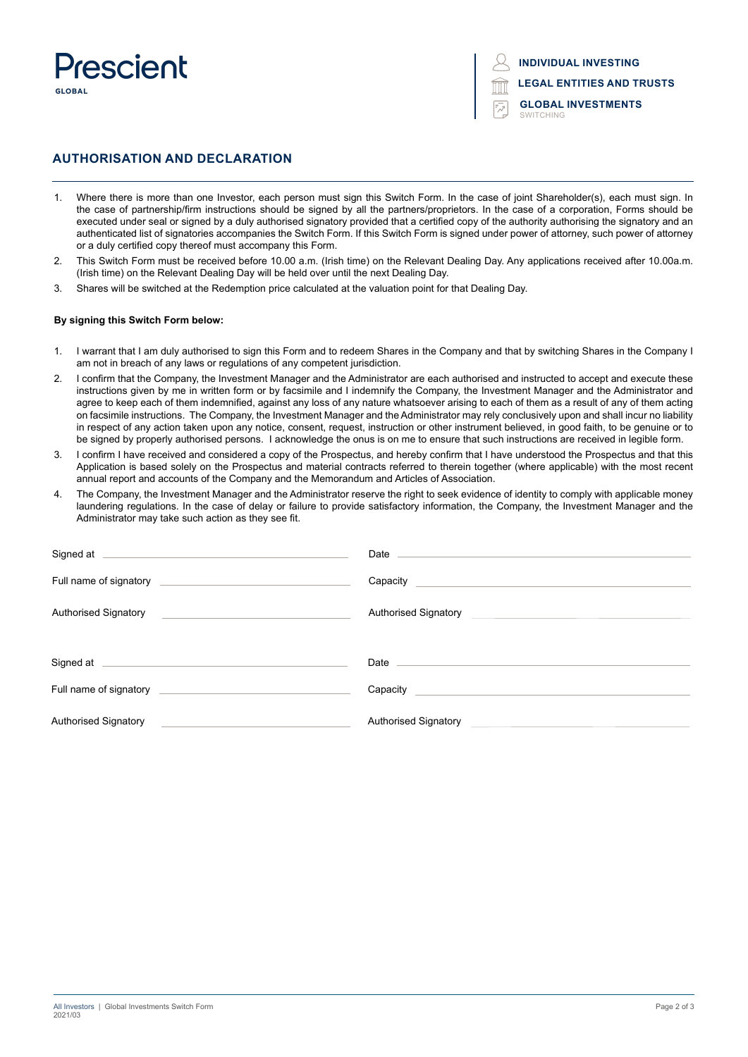Prescient
GLOBAL

INDIVIDUAL INVESTING
LEGAL ENTITIES AND TRUSTS
GLOBAL INVESTMENTS
SWITCHING

## AUTHORISATION AND DECLARATION

1. Where there is more than one Investor, each person must sign this Switch Form. In the case of joint Shareholder(s), each must sign. In the case of partnership/firm instructions should be signed by all the partners/proprietors. In the case of a corporation, Forms should be executed under seal or signed by a duly authorised signatory provided that a certified copy of the authority authorising the signatory and an authenticated list of signatories accompanies the Switch Form. If this Switch Form is signed under power of attorney, such power of attorney or a duly certified copy thereof must accompany this Form.
2. This Switch Form must be received before 10.00 a.m. (Irish time) on the Relevant Dealing Day. Any applications received after 10.00a.m. (Irish time) on the Relevant Dealing Day will be held over until the next Dealing Day.
3. Shares will be switched at the Redemption price calculated at the valuation point for that Dealing Day.

**By signing this Switch Form below:**

1. I warrant that I am duly authorised to sign this Form and to redeem Shares in the Company and that by switching Shares in the Company I am not in breach of any laws or regulations of any competent jurisdiction.
2. I confirm that the Company, the Investment Manager and the Administrator are each authorised and instructed to accept and execute these instructions given by me in written form or by facsimile and I indemnify the Company, the Investment Manager and the Administrator and agree to keep each of them indemnified, against any loss of any nature whatsoever arising to each of them as a result of any of them acting on facsimile instructions. The Company, the Investment Manager and the Administrator may rely conclusively upon and shall incur no liability in respect of any action taken upon any notice, consent, request, instruction or other instrument believed, in good faith, to be genuine or to be signed by properly authorised persons. I acknowledge the onus is on me to ensure that such instructions are received in legible form.
3. I confirm I have received and considered a copy of the Prospectus, and hereby confirm that I have understood the Prospectus and that this Application is based solely on the Prospectus and material contracts referred to therein together (where applicable) with the most recent annual report and accounts of the Company and the Memorandum and Articles of Association.
4. The Company, the Investment Manager and the Administrator reserve the right to seek evidence of identity to comply with applicable money laundering regulations. In the case of delay or failure to provide satisfactory information, the Company, the Investment Manager and the Administrator may take such action as they see fit.

Signed at ______________________ Date ______________________

Full name of signatory ______________________ Capacity ______________________

Authorised Signatory ______________________ Authorised Signatory ______________________

Signed at ______________________ Date ______________________

Full name of signatory ______________________ Capacity ______________________

Authorised Signatory ______________________ Authorised Signatory ______________________

All Investors | Global Investments Switch Form
2021/03